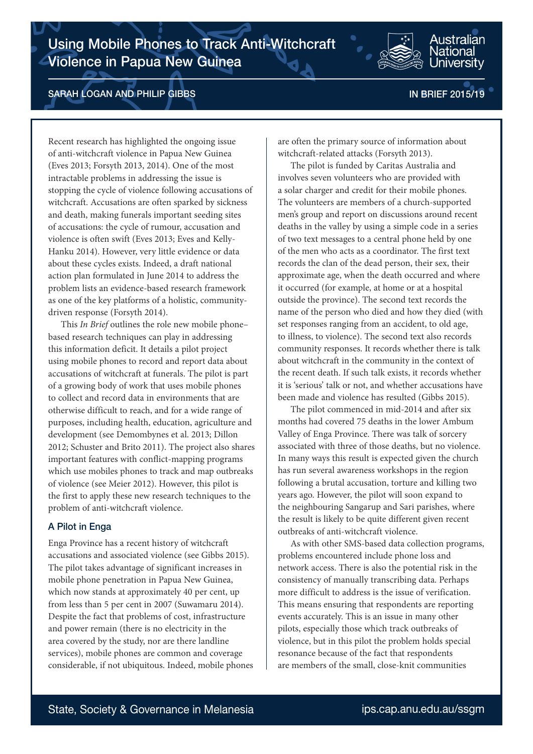# Using Mobile Phones to Track Anti-Witchcraft Violence in Papua New Guinea

SARAH LOGAN AND PHILIP GIBBS

IN BRIEF 2015/19

Recent research has highlighted the ongoing issue of anti-witchcraft violence in Papua New Guinea (Eves 2013; Forsyth 2013, 2014). One of the most intractable problems in addressing the issue is stopping the cycle of violence following accusations of witchcraft. Accusations are often sparked by sickness and death, making funerals important seeding sites of accusations: the cycle of rumour, accusation and violence is often swift (Eves 2013; Eves and Kelly-Hanku 2014). However, very little evidence or data about these cycles exists. Indeed, a draft national action plan formulated in June 2014 to address the problem lists an evidence-based research framework as one of the key platforms of a holistic, community-driven response (Forsyth 2014).

This *In Brief* outlines the role new mobile phone–based research techniques can play in addressing this information deficit. It details a pilot project using mobile phones to record and report data about accusations of witchcraft at funerals. The pilot is part of a growing body of work that uses mobile phones to collect and record data in environments that are otherwise difficult to reach, and for a wide range of purposes, including health, education, agriculture and development (see Demombynes et al. 2013; Dillon 2012; Schuster and Brito 2011). The project also shares important features with conflict-mapping programs which use mobiles phones to track and map outbreaks of violence (see Meier 2012). However, this pilot is the first to apply these new research techniques to the problem of anti-witchcraft violence.

## A Pilot in Enga

Enga Province has a recent history of witchcraft accusations and associated violence (see Gibbs 2015). The pilot takes advantage of significant increases in mobile phone penetration in Papua New Guinea, which now stands at approximately 40 per cent, up from less than 5 per cent in 2007 (Suwamaru 2014). Despite the fact that problems of cost, infrastructure and power remain (there is no electricity in the area covered by the study, nor are there landline services), mobile phones are common and coverage considerable, if not ubiquitous. Indeed, mobile phones are often the primary source of information about witchcraft-related attacks (Forsyth 2013).

The pilot is funded by Caritas Australia and involves seven volunteers who are provided with a solar charger and credit for their mobile phones. The volunteers are members of a church-supported men's group and report on discussions around recent deaths in the valley by using a simple code in a series of two text messages to a central phone held by one of the men who acts as a coordinator. The first text records the clan of the dead person, their sex, their approximate age, when the death occurred and where it occurred (for example, at home or at a hospital outside the province). The second text records the name of the person who died and how they died (with set responses ranging from an accident, to old age, to illness, to violence). The second text also records community responses. It records whether there is talk about witchcraft in the community in the context of the recent death. If such talk exists, it records whether it is 'serious' talk or not, and whether accusations have been made and violence has resulted (Gibbs 2015).

The pilot commenced in mid-2014 and after six months had covered 75 deaths in the lower Ambum Valley of Enga Province. There was talk of sorcery associated with three of those deaths, but no violence. In many ways this result is expected given the church has run several awareness workshops in the region following a brutal accusation, torture and killing two years ago. However, the pilot will soon expand to the neighbouring Sangarup and Sari parishes, where the result is likely to be quite different given recent outbreaks of anti-witchcraft violence.

As with other SMS-based data collection programs, problems encountered include phone loss and network access. There is also the potential risk in the consistency of manually transcribing data. Perhaps more difficult to address is the issue of verification. This means ensuring that respondents are reporting events accurately. This is an issue in many other pilots, especially those which track outbreaks of violence, but in this pilot the problem holds special resonance because of the fact that respondents are members of the small, close-knit communities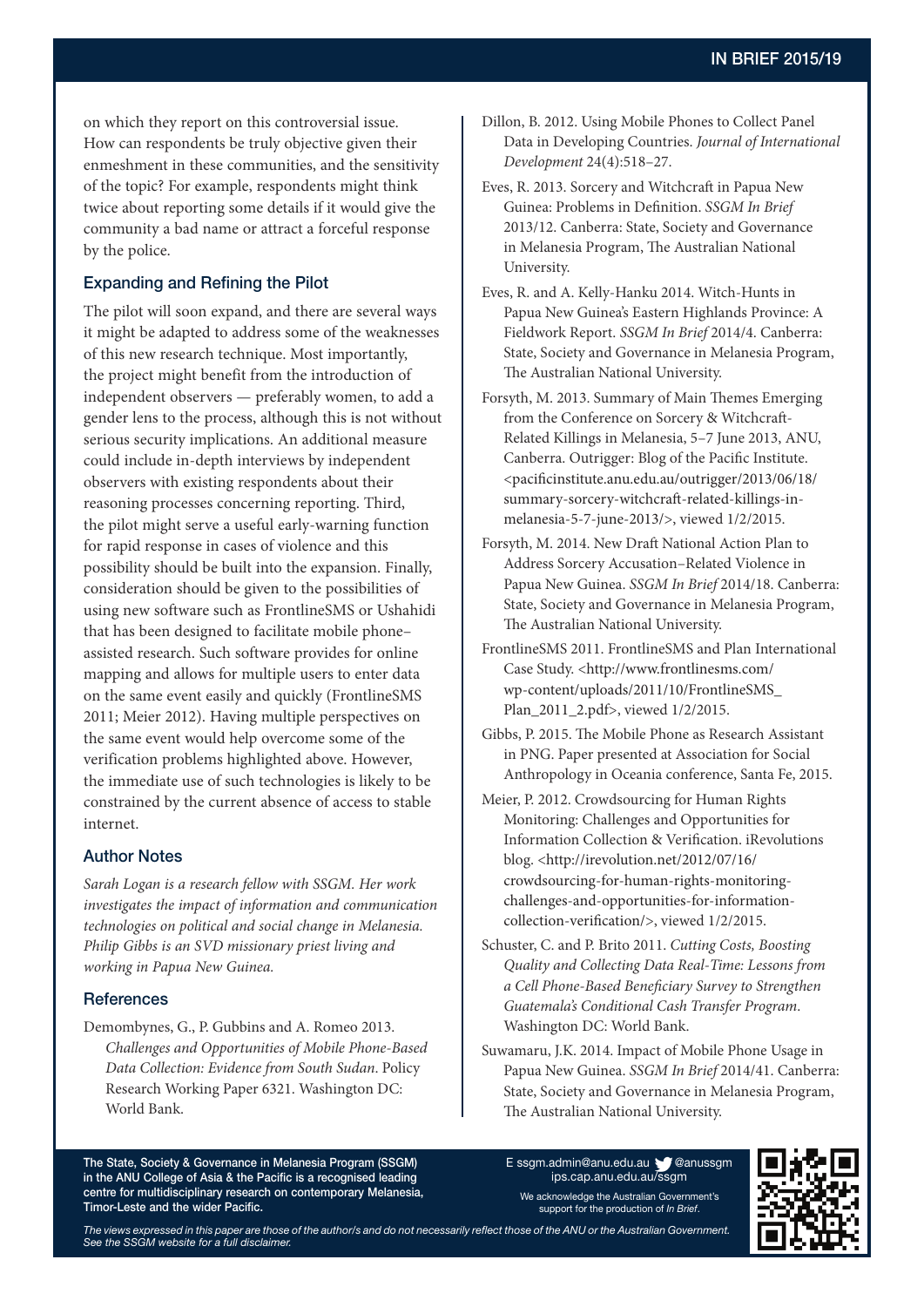on which they report on this controversial issue. How can respondents be truly objective given their enmeshment in these communities, and the sensitivity of the topic? For example, respondents might think twice about reporting some details if it would give the community a bad name or attract a forceful response by the police.

### Expanding and Refining the Pilot

The pilot will soon expand, and there are several ways it might be adapted to address some of the weaknesses of this new research technique. Most importantly, the project might benefit from the introduction of independent observers — preferably women, to add a gender lens to the process, although this is not without serious security implications. An additional measure could include in-depth interviews by independent observers with existing respondents about their reasoning processes concerning reporting. Third, the pilot might serve a useful early-warning function for rapid response in cases of violence and this possibility should be built into the expansion. Finally, consideration should be given to the possibilities of using new software such as FrontlineSMS or Ushahidi that has been designed to facilitate mobile phone–assisted research. Such software provides for online mapping and allows for multiple users to enter data on the same event easily and quickly (FrontlineSMS 2011; Meier 2012). Having multiple perspectives on the same event would help overcome some of the verification problems highlighted above. However, the immediate use of such technologies is likely to be constrained by the current absence of access to stable internet.

### Author Notes

*Sarah Logan is a research fellow with SSGM. Her work investigates the impact of information and communication technologies on political and social change in Melanesia. Philip Gibbs is an SVD missionary priest living and working in Papua New Guinea.*

### References

Demombynes, G., P. Gubbins and A. Romeo 2013. *Challenges and Opportunities of Mobile Phone-Based Data Collection: Evidence from South Sudan*. Policy Research Working Paper 6321. Washington DC: World Bank.

Dillon, B. 2012. Using Mobile Phones to Collect Panel Data in Developing Countries. *Journal of International Development* 24(4):518–27.

Eves, R. 2013. Sorcery and Witchcraft in Papua New Guinea: Problems in Definition. *SSGM In Brief* 2013/12. Canberra: State, Society and Governance in Melanesia Program, The Australian National University.

Eves, R. and A. Kelly-Hanku 2014. Witch-Hunts in Papua New Guinea's Eastern Highlands Province: A Fieldwork Report. *SSGM In Brief* 2014/4. Canberra: State, Society and Governance in Melanesia Program, The Australian National University.

Forsyth, M. 2013. Summary of Main Themes Emerging from the Conference on Sorcery & Witchcraft-Related Killings in Melanesia, 5–7 June 2013, ANU, Canberra. Outrigger: Blog of the Pacific Institute. <pacificinstitute.anu.edu.au/outrigger/2013/06/18/summary-sorcery-witchcraft-related-killings-in-melanesia-5-7-june-2013/>, viewed 1/2/2015.

Forsyth, M. 2014. New Draft National Action Plan to Address Sorcery Accusation–Related Violence in Papua New Guinea. *SSGM In Brief* 2014/18. Canberra: State, Society and Governance in Melanesia Program, The Australian National University.

FrontlineSMS 2011. FrontlineSMS and Plan International Case Study. <http://www.frontlinesms.com/wp-content/uploads/2011/10/FrontlineSMS_Plan_2011_2.pdf>, viewed 1/2/2015.

Gibbs, P. 2015. The Mobile Phone as Research Assistant in PNG. Paper presented at Association for Social Anthropology in Oceania conference, Santa Fe, 2015.

Meier, P. 2012. Crowdsourcing for Human Rights Monitoring: Challenges and Opportunities for Information Collection & Verification. iRevolutions blog. <http://irevolution.net/2012/07/16/crowdsourcing-for-human-rights-monitoring-challenges-and-opportunities-for-information-collection-verification/>, viewed 1/2/2015.

Schuster, C. and P. Brito 2011. *Cutting Costs, Boosting Quality and Collecting Data Real-Time: Lessons from a Cell Phone-Based Beneficiary Survey to Strengthen Guatemala's Conditional Cash Transfer Program*. Washington DC: World Bank.

Suwamaru, J.K. 2014. Impact of Mobile Phone Usage in Papua New Guinea. *SSGM In Brief* 2014/41. Canberra: State, Society and Governance in Melanesia Program, The Australian National University.

**The State, Society & Governance in Melanesia Program (SSGM) in the ANU College of Asia & the Pacific is a recognised leading centre for multidisciplinary research on contemporary Melanesia, Timor-Leste and the wider Pacific.**

E ssgm.admin@anu.edu.au @anussgm
ips.cap.anu.edu.au/ssgm

We acknowledge the Australian Government's support for the production of *In Brief*.

*The views expressed in this paper are those of the author/s and do not necessarily reflect those of the ANU or the Australian Government. See the SSGM website for a full disclaimer.*